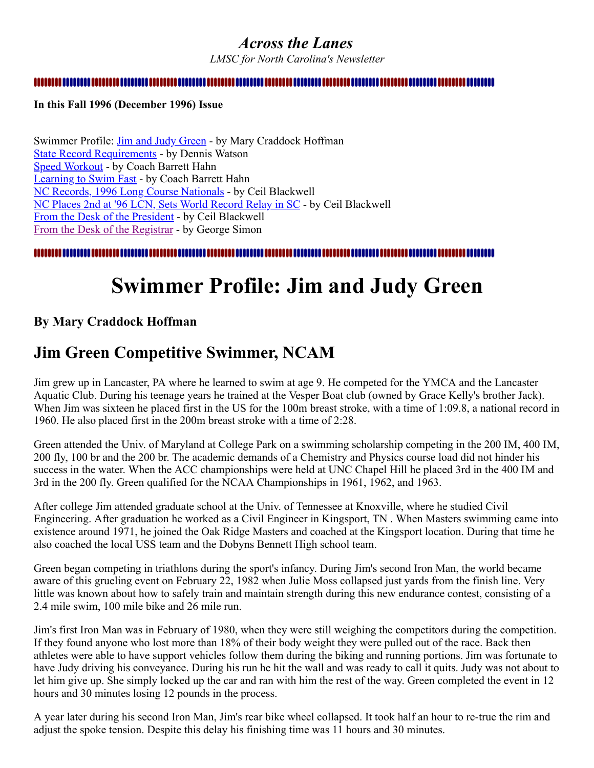# *Across the Lanes*

*LMSC for North Carolina's Newsletter*

---

**In this Fall 1996 (December 1996) Issue**

Swimmer Profile: Jim and Judy Green - by Mary Craddock Hoffman
State Record Requirements - by Dennis Watson
Speed Workout - by Coach Barrett Hahn
Learning to Swim Fast - by Coach Barrett Hahn
NC Records, 1996 Long Course Nationals - by Ceil Blackwell
NC Places 2nd at '96 LCN, Sets World Record Relay in SC - by Ceil Blackwell
From the Desk of the President - by Ceil Blackwell
From the Desk of the Registrar - by George Simon

---

# Swimmer Profile: Jim and Judy Green

### By Mary Craddock Hoffman

## Jim Green Competitive Swimmer, NCAM

Jim grew up in Lancaster, PA where he learned to swim at age 9. He competed for the YMCA and the Lancaster Aquatic Club. During his teenage years he trained at the Vesper Boat club (owned by Grace Kelly's brother Jack). When Jim was sixteen he placed first in the US for the 100m breast stroke, with a time of 1:09.8, a national record in 1960. He also placed first in the 200m breast stroke with a time of 2:28.

Green attended the Univ. of Maryland at College Park on a swimming scholarship competing in the 200 IM, 400 IM, 200 fly, 100 br and the 200 br. The academic demands of a Chemistry and Physics course load did not hinder his success in the water. When the ACC championships were held at UNC Chapel Hill he placed 3rd in the 400 IM and 3rd in the 200 fly. Green qualified for the NCAA Championships in 1961, 1962, and 1963.

After college Jim attended graduate school at the Univ. of Tennessee at Knoxville, where he studied Civil Engineering. After graduation he worked as a Civil Engineer in Kingsport, TN . When Masters swimming came into existence around 1971, he joined the Oak Ridge Masters and coached at the Kingsport location. During that time he also coached the local USS team and the Dobyns Bennett High school team.

Green began competing in triathlons during the sport's infancy. During Jim's second Iron Man, the world became aware of this grueling event on February 22, 1982 when Julie Moss collapsed just yards from the finish line. Very little was known about how to safely train and maintain strength during this new endurance contest, consisting of a 2.4 mile swim, 100 mile bike and 26 mile run.

Jim's first Iron Man was in February of 1980, when they were still weighing the competitors during the competition. If they found anyone who lost more than 18% of their body weight they were pulled out of the race. Back then athletes were able to have support vehicles follow them during the biking and running portions. Jim was fortunate to have Judy driving his conveyance. During his run he hit the wall and was ready to call it quits. Judy was not about to let him give up. She simply locked up the car and ran with him the rest of the way. Green completed the event in 12 hours and 30 minutes losing 12 pounds in the process.

A year later during his second Iron Man, Jim's rear bike wheel collapsed. It took half an hour to re-true the rim and adjust the spoke tension. Despite this delay his finishing time was 11 hours and 30 minutes.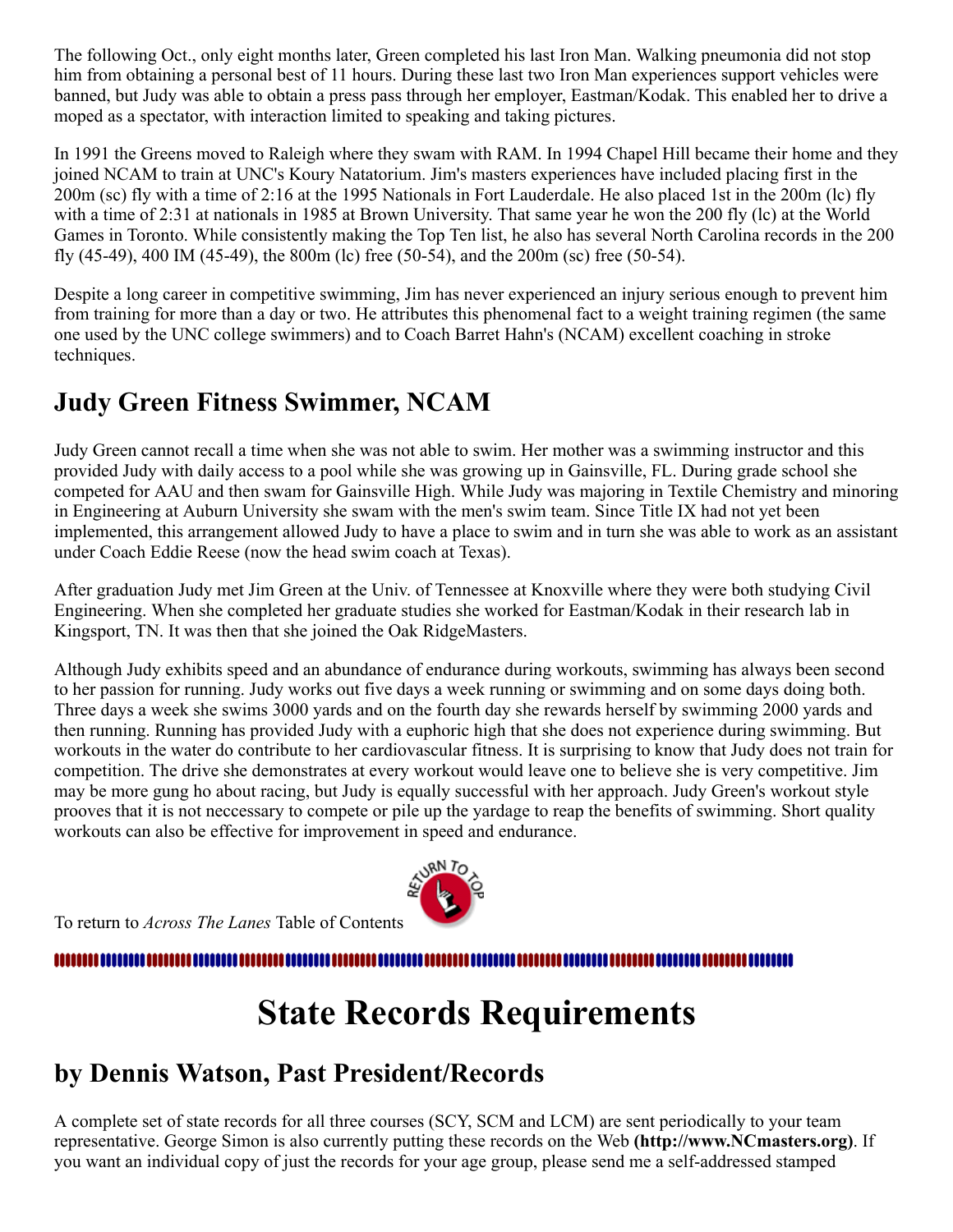The following Oct., only eight months later, Green completed his last Iron Man. Walking pneumonia did not stop him from obtaining a personal best of 11 hours. During these last two Iron Man experiences support vehicles were banned, but Judy was able to obtain a press pass through her employer, Eastman/Kodak. This enabled her to drive a moped as a spectator, with interaction limited to speaking and taking pictures.

In 1991 the Greens moved to Raleigh where they swam with RAM. In 1994 Chapel Hill became their home and they joined NCAM to train at UNC's Koury Natatorium. Jim's masters experiences have included placing first in the 200m (sc) fly with a time of 2:16 at the 1995 Nationals in Fort Lauderdale. He also placed 1st in the 200m (lc) fly with a time of 2:31 at nationals in 1985 at Brown University. That same year he won the 200 fly (lc) at the World Games in Toronto. While consistently making the Top Ten list, he also has several North Carolina records in the 200 fly (45-49), 400 IM (45-49), the 800m (lc) free (50-54), and the 200m (sc) free (50-54).

Despite a long career in competitive swimming, Jim has never experienced an injury serious enough to prevent him from training for more than a day or two. He attributes this phenomenal fact to a weight training regimen (the same one used by the UNC college swimmers) and to Coach Barret Hahn's (NCAM) excellent coaching in stroke techniques.

## Judy Green Fitness Swimmer, NCAM

Judy Green cannot recall a time when she was not able to swim. Her mother was a swimming instructor and this provided Judy with daily access to a pool while she was growing up in Gainsville, FL. During grade school she competed for AAU and then swam for Gainsville High. While Judy was majoring in Textile Chemistry and minoring in Engineering at Auburn University she swam with the men's swim team. Since Title IX had not yet been implemented, this arrangement allowed Judy to have a place to swim and in turn she was able to work as an assistant under Coach Eddie Reese (now the head swim coach at Texas).

After graduation Judy met Jim Green at the Univ. of Tennessee at Knoxville where they were both studying Civil Engineering. When she completed her graduate studies she worked for Eastman/Kodak in their research lab in Kingsport, TN. It was then that she joined the Oak RidgeMasters.

Although Judy exhibits speed and an abundance of endurance during workouts, swimming has always been second to her passion for running. Judy works out five days a week running or swimming and on some days doing both. Three days a week she swims 3000 yards and on the fourth day she rewards herself by swimming 2000 yards and then running. Running has provided Judy with a euphoric high that she does not experience during swimming. But workouts in the water do contribute to her cardiovascular fitness. It is surprising to know that Judy does not train for competition. The drive she demonstrates at every workout would leave one to believe she is very competitive. Jim may be more gung ho about racing, but Judy is equally successful with her approach. Judy Green's workout style prooves that it is not neccessary to compete or pile up the yardage to reap the benefits of swimming. Short quality workouts can also be effective for improvement in speed and endurance.

To return to *Across The Lanes* Table of Contents

# State Records Requirements

## by Dennis Watson, Past President/Records

A complete set of state records for all three courses (SCY, SCM and LCM) are sent periodically to your team representative. George Simon is also currently putting these records on the Web **(http://www.NCmasters.org)**. If you want an individual copy of just the records for your age group, please send me a self-addressed stamped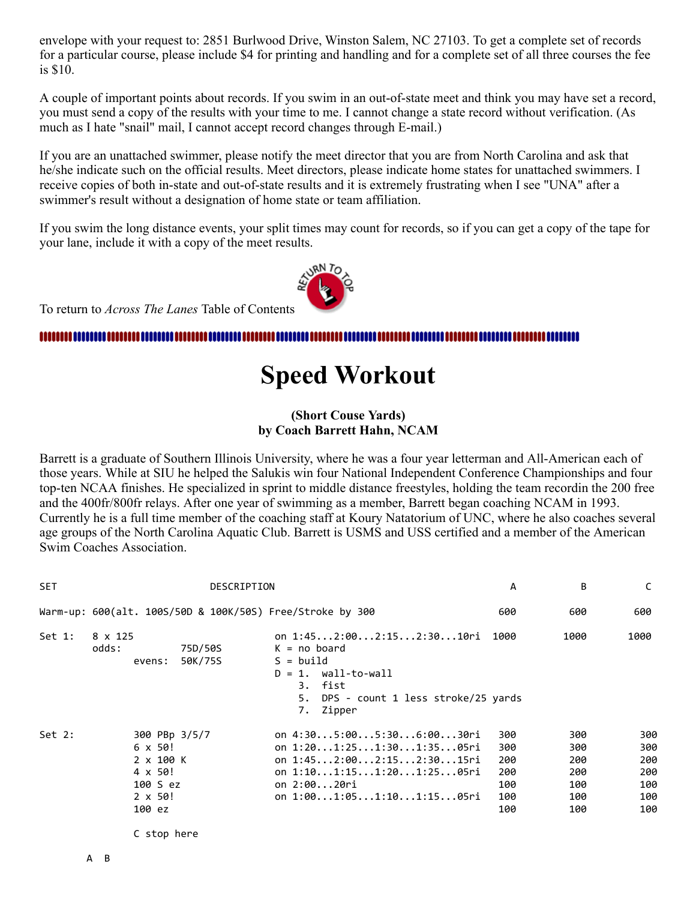envelope with your request to: 2851 Burlwood Drive, Winston Salem, NC 27103. To get a complete set of records for a particular course, please include $4 for printing and handling and for a complete set of all three courses the fee is $10.

A couple of important points about records. If you swim in an out-of-state meet and think you may have set a record, you must send a copy of the results with your time to me. I cannot change a state record without verification. (As much as I hate "snail" mail, I cannot accept record changes through E-mail.)

If you are an unattached swimmer, please notify the meet director that you are from North Carolina and ask that he/she indicate such on the official results. Meet directors, please indicate home states for unattached swimmers. I receive copies of both in-state and out-of-state results and it is extremely frustrating when I see "UNA" after a swimmer's result without a designation of home state or team affiliation.

If you swim the long distance events, your split times may count for records, so if you can get a copy of the tape for your lane, include it with a copy of the meet results.

To return to *Across The Lanes* Table of Contents

# Speed Workout

**(Short Couse Yards)**
**by Coach Barrett Hahn, NCAM**

Barrett is a graduate of Southern Illinois University, where he was a four year letterman and All-American each of those years. While at SIU he helped the Salukis win four National Independent Conference Championships and four top-ten NCAA finishes. He specialized in sprint to middle distance freestyles, holding the team recordin the 200 free and the 400fr/800fr relays. After one year of swimming as a member, Barrett began coaching NCAM in 1993. Currently he is a full time member of the coaching staff at Koury Natatorium of UNC, where he also coaches several age groups of the North Carolina Aquatic Club. Barrett is USMS and USS certified and a member of the American Swim Coaches Association.

```
SET                           DESCRIPTION                                     A          B          C

Warm-up: 600(alt. 100S/50D & 100K/50S) Free/Stroke by 300                    600        600        600

Set 1:   8 x 125                      on 1:45...2:00...2:15...2:30...10ri  1000       1000       1000
         odds:        75D/50S         K = no board
                evens:  50K/75S       S = build
                                      D = 1.  wall-to-wall
                                          3.  fist
                                          5.  DPS - count 1 less stroke/25 yards
                                          7.  Zipper

Set 2:          300 PBp 3/5/7         on 4:30...5:00...5:30...6:00...30ri   300        300        300
                6 x 50!               on 1:20...1:25...1:30...1:35...05ri   300        300        300
                2 x 100 K             on 1:45...2:00...2:15...2:30...15ri   200        200        200
                4 x 50!               on 1:10...1:15...1:20...1:25...05ri   200        200        200
                100 S ez              on 2:00...20ri                        100        100        100
                2 x 50!               on 1:00...1:05...1:10...1:15...05ri   100        100        100
                100 ez                                                      100        100        100

                C stop here

         A  B
```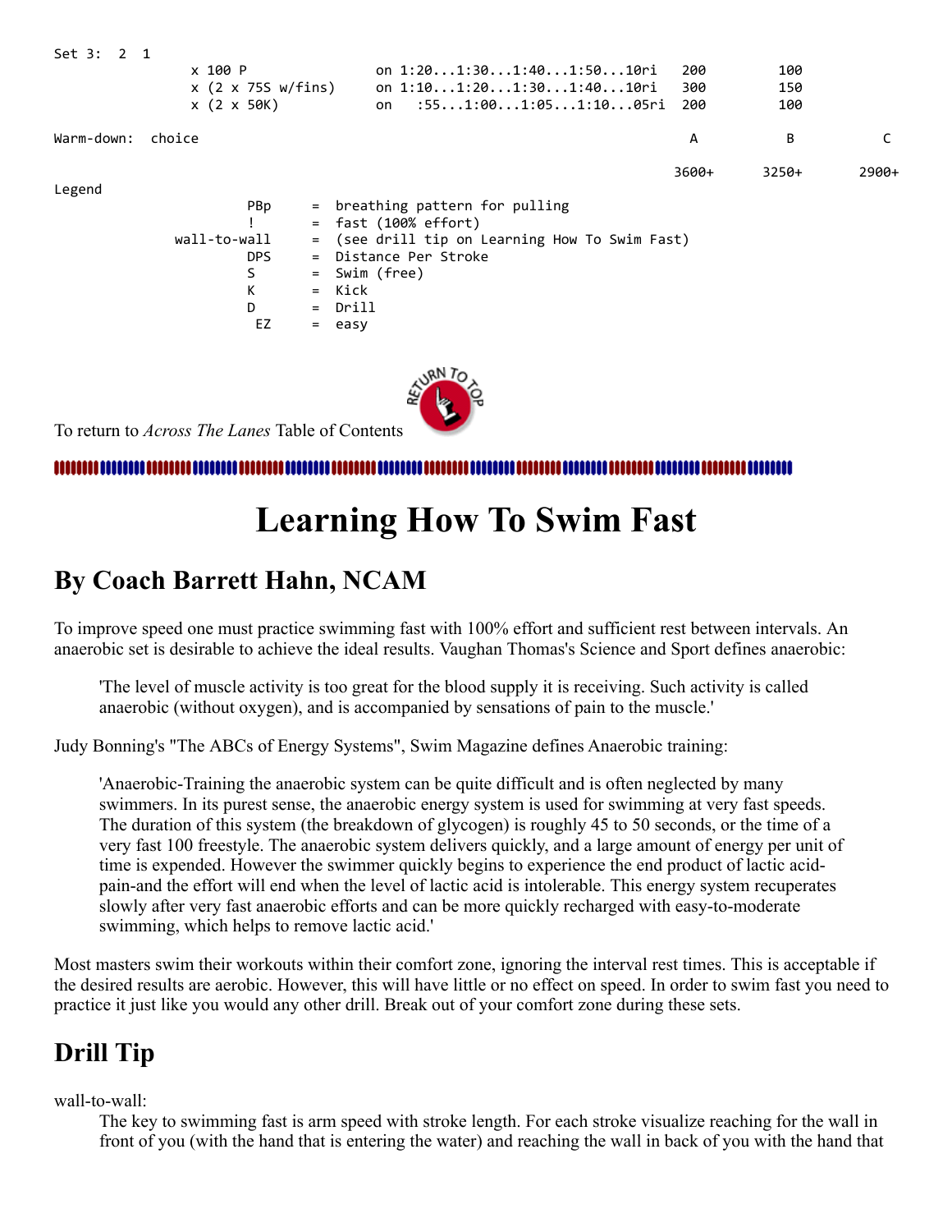```
Set 3:  2  1
             x 100 P              on 1:20...1:30...1:40...1:50...10ri   200        100
             x (2 x 75S w/fins)   on 1:10...1:20...1:30...1:40...10ri   300        150
             x (2 x 50K)          on   :55...1:00...1:05...1:10...05ri  200        100

Warm-down:  choice                                                       A          B          C

                                                                       3600+      3250+      2900+
Legend
                    PBp       =  breathing pattern for pulling
                    !         =  fast (100% effort)
             wall-to-wall     =  (see drill tip on Learning How To Swim Fast)
                    DPS       =  Distance Per Stroke
                    S         =  Swim (free)
                    K         =  Kick
                    D         =  Drill
                     EZ       =  easy
```

To return to *Across The Lanes* Table of Contents

# Learning How To Swim Fast

## By Coach Barrett Hahn, NCAM

To improve speed one must practice swimming fast with 100% effort and sufficient rest between intervals. An anaerobic set is desirable to achieve the ideal results. Vaughan Thomas's Science and Sport defines anaerobic:

> 'The level of muscle activity is too great for the blood supply it is receiving. Such activity is called anaerobic (without oxygen), and is accompanied by sensations of pain to the muscle.'

Judy Bonning's "The ABCs of Energy Systems", Swim Magazine defines Anaerobic training:

> 'Anaerobic-Training the anaerobic system can be quite difficult and is often neglected by many swimmers. In its purest sense, the anaerobic energy system is used for swimming at very fast speeds. The duration of this system (the breakdown of glycogen) is roughly 45 to 50 seconds, or the time of a very fast 100 freestyle. The anaerobic system delivers quickly, and a large amount of energy per unit of time is expended. However the swimmer quickly begins to experience the end product of lactic acid-pain-and the effort will end when the level of lactic acid is intolerable. This energy system recuperates slowly after very fast anaerobic efforts and can be more quickly recharged with easy-to-moderate swimming, which helps to remove lactic acid.'

Most masters swim their workouts within their comfort zone, ignoring the interval rest times. This is acceptable if the desired results are aerobic. However, this will have little or no effect on speed. In order to swim fast you need to practice it just like you would any other drill. Break out of your comfort zone during these sets.

## Drill Tip

wall-to-wall:

The key to swimming fast is arm speed with stroke length. For each stroke visualize reaching for the wall in front of you (with the hand that is entering the water) and reaching the wall in back of you with the hand that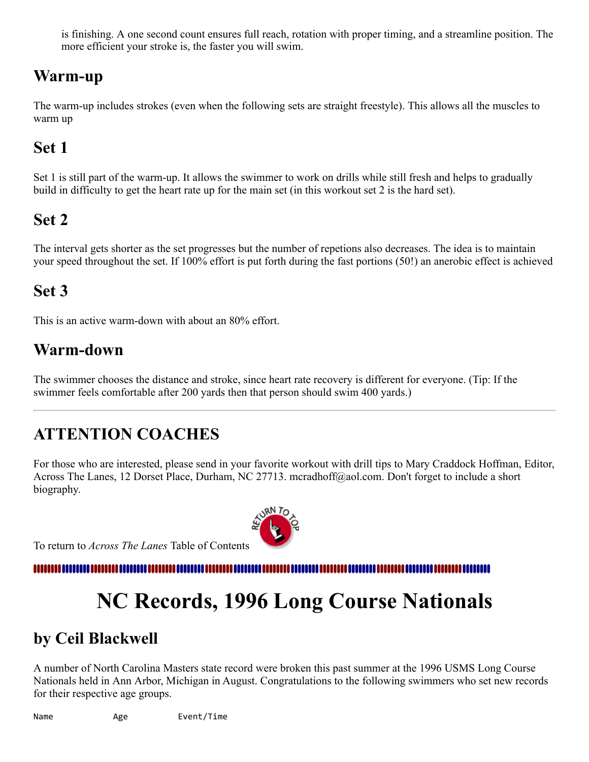is finishing. A one second count ensures full reach, rotation with proper timing, and a streamline position. The more efficient your stroke is, the faster you will swim.

## Warm-up

The warm-up includes strokes (even when the following sets are straight freestyle). This allows all the muscles to warm up

## Set 1

Set 1 is still part of the warm-up. It allows the swimmer to work on drills while still fresh and helps to gradually build in difficulty to get the heart rate up for the main set (in this workout set 2 is the hard set).

## Set 2

The interval gets shorter as the set progresses but the number of repetions also decreases. The idea is to maintain your speed throughout the set. If 100% effort is put forth during the fast portions (50!) an anerobic effect is achieved

## Set 3

This is an active warm-down with about an 80% effort.

## Warm-down

The swimmer chooses the distance and stroke, since heart rate recovery is different for everyone. (Tip: If the swimmer feels comfortable after 200 yards then that person should swim 400 yards.)

---

## ATTENTION COACHES

For those who are interested, please send in your favorite workout with drill tips to Mary Craddock Hoffman, Editor, Across The Lanes, 12 Dorset Place, Durham, NC 27713. mcradhoff@aol.com. Don't forget to include a short biography.

To return to *Across The Lanes* Table of Contents

# NC Records, 1996 Long Course Nationals

## by Ceil Blackwell

A number of North Carolina Masters state record were broken this past summer at the 1996 USMS Long Course Nationals held in Ann Arbor, Michigan in August. Congratulations to the following swimmers who set new records for their respective age groups.

```
Name            Age         Event/Time
```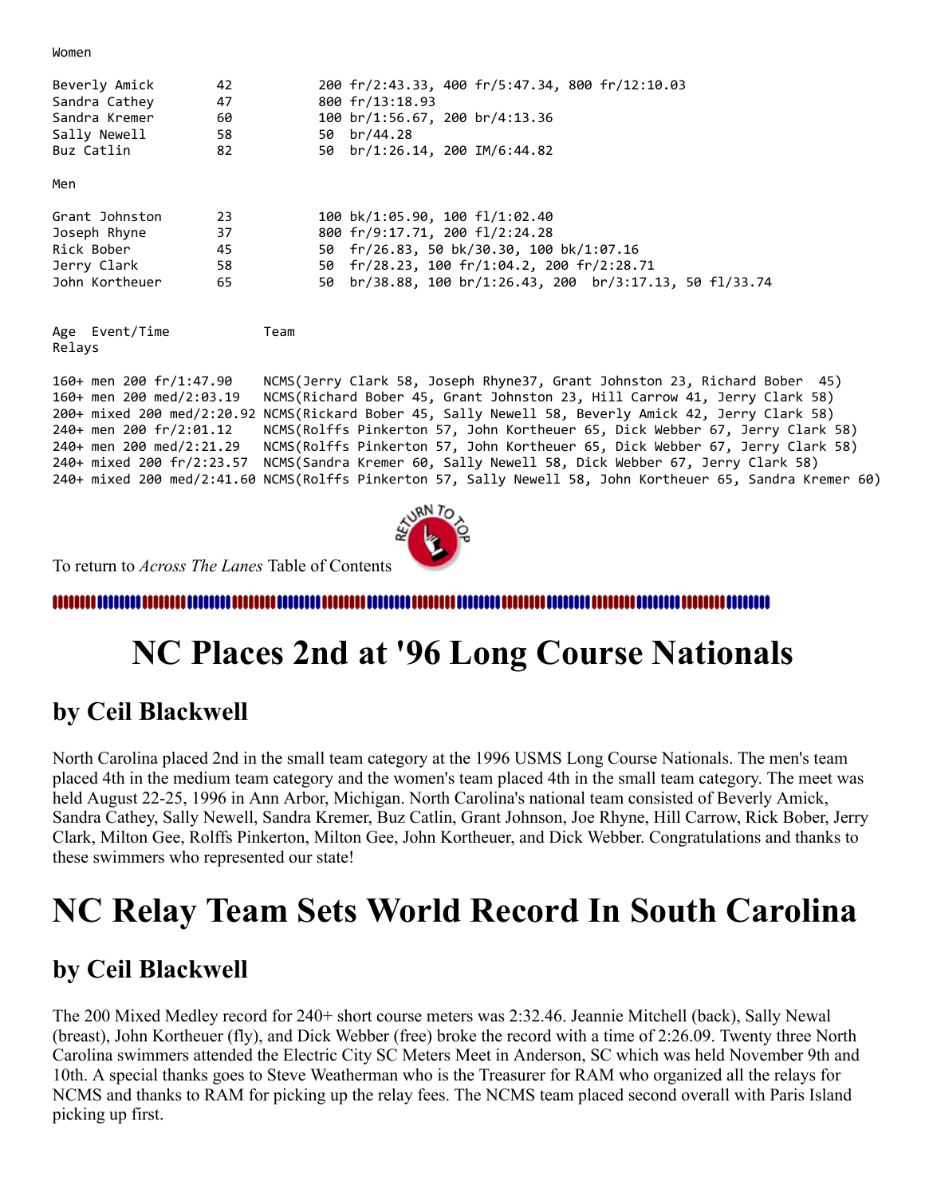Women

| | | |
|---|---|---|
| Beverly Amick | 42 | 200 fr/2:43.33, 400 fr/5:47.34, 800 fr/12:10.03 |
| Sandra Cathey | 47 | 800 fr/13:18.93 |
| Sandra Kremer | 60 | 100 br/1:56.67, 200 br/4:13.36 |
| Sally Newell | 58 | 50 br/44.28 |
| Buz Catlin | 82 | 50 br/1:26.14, 200 IM/6:44.82 |

Men

| | | |
|---|---|---|
| Grant Johnston | 23 | 100 bk/1:05.90, 100 fl/1:02.40 |
| Joseph Rhyne | 37 | 800 fr/9:17.71, 200 fl/2:24.28 |
| Rick Bober | 45 | 50 fr/26.83, 50 bk/30.30, 100 bk/1:07.16 |
| Jerry Clark | 58 | 50 fr/28.23, 100 fr/1:04.2, 200 fr/2:28.71 |
| John Kortheuer | 65 | 50 br/38.88, 100 br/1:26.43, 200 br/3:17.13, 50 fl/33.74 |

Relays

| Age Event/Time | Team |
|---|---|
| 160+ men 200 fr/1:47.90 | NCMS(Jerry Clark 58, Joseph Rhyne37, Grant Johnston 23, Richard Bober 45) |
| 160+ men 200 med/2:03.19 | NCMS(Richard Bober 45, Grant Johnston 23, Hill Carrow 41, Jerry Clark 58) |
| 200+ mixed 200 med/2:20.92 | NCMS(Rickard Bober 45, Sally Newell 58, Beverly Amick 42, Jerry Clark 58) |
| 240+ men 200 fr/2:01.12 | NCMS(Rolffs Pinkerton 57, John Kortheuer 65, Dick Webber 67, Jerry Clark 58) |
| 240+ men 200 med/2:21.29 | NCMS(Rolffs Pinkerton 57, John Kortheuer 65, Dick Webber 67, Jerry Clark 58) |
| 240+ mixed 200 fr/2:23.57 | NCMS(Sandra Kremer 60, Sally Newell 58, Dick Webber 67, Jerry Clark 58) |
| 240+ mixed 200 med/2:41.60 | NCMS(Rolffs Pinkerton 57, Sally Newell 58, John Kortheuer 65, Sandra Kremer 60) |

To return to *Across The Lanes* Table of Contents

# NC Places 2nd at '96 Long Course Nationals

## by Ceil Blackwell

North Carolina placed 2nd in the small team category at the 1996 USMS Long Course Nationals. The men's team placed 4th in the medium team category and the women's team placed 4th in the small team category. The meet was held August 22-25, 1996 in Ann Arbor, Michigan. North Carolina's national team consisted of Beverly Amick, Sandra Cathey, Sally Newell, Sandra Kremer, Buz Catlin, Grant Johnson, Joe Rhyne, Hill Carrow, Rick Bober, Jerry Clark, Milton Gee, Rolffs Pinkerton, Milton Gee, John Kortheuer, and Dick Webber. Congratulations and thanks to these swimmers who represented our state!

# NC Relay Team Sets World Record In South Carolina

## by Ceil Blackwell

The 200 Mixed Medley record for 240+ short course meters was 2:32.46. Jeannie Mitchell (back), Sally Newal (breast), John Kortheuer (fly), and Dick Webber (free) broke the record with a time of 2:26.09. Twenty three North Carolina swimmers attended the Electric City SC Meters Meet in Anderson, SC which was held November 9th and 10th. A special thanks goes to Steve Weatherman who is the Treasurer for RAM who organized all the relays for NCMS and thanks to RAM for picking up the relay fees. The NCMS team placed second overall with Paris Island picking up first.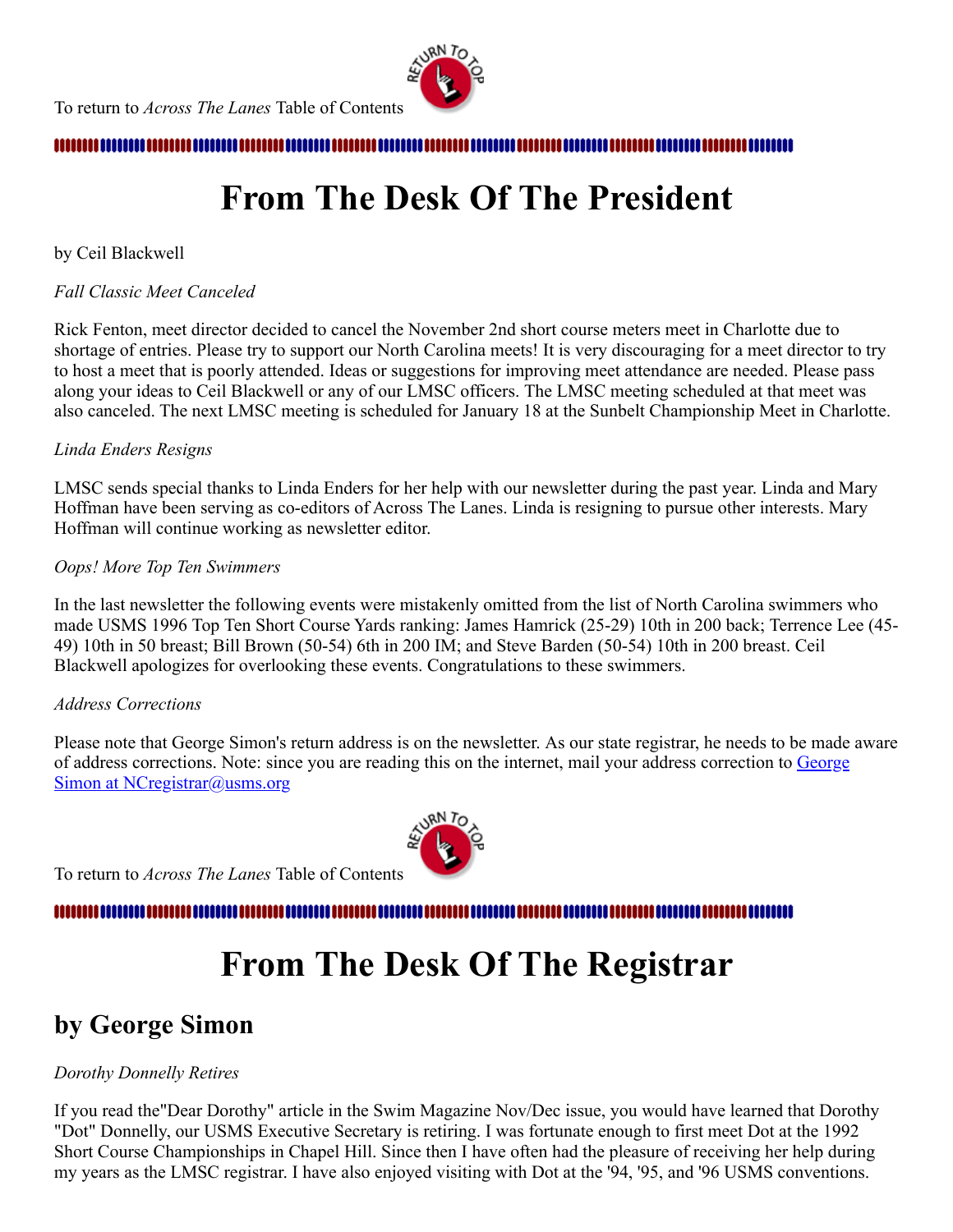To return to *Across The Lanes* Table of Contents

# From The Desk Of The President

by Ceil Blackwell

*Fall Classic Meet Canceled*

Rick Fenton, meet director decided to cancel the November 2nd short course meters meet in Charlotte due to shortage of entries. Please try to support our North Carolina meets! It is very discouraging for a meet director to try to host a meet that is poorly attended. Ideas or suggestions for improving meet attendance are needed. Please pass along your ideas to Ceil Blackwell or any of our LMSC officers. The LMSC meeting scheduled at that meet was also canceled. The next LMSC meeting is scheduled for January 18 at the Sunbelt Championship Meet in Charlotte.

*Linda Enders Resigns*

LMSC sends special thanks to Linda Enders for her help with our newsletter during the past year. Linda and Mary Hoffman have been serving as co-editors of Across The Lanes. Linda is resigning to pursue other interests. Mary Hoffman will continue working as newsletter editor.

*Oops! More Top Ten Swimmers*

In the last newsletter the following events were mistakenly omitted from the list of North Carolina swimmers who made USMS 1996 Top Ten Short Course Yards ranking: James Hamrick (25-29) 10th in 200 back; Terrence Lee (45-49) 10th in 50 breast; Bill Brown (50-54) 6th in 200 IM; and Steve Barden (50-54) 10th in 200 breast. Ceil Blackwell apologizes for overlooking these events. Congratulations to these swimmers.

*Address Corrections*

Please note that George Simon's return address is on the newsletter. As our state registrar, he needs to be made aware of address corrections. Note: since you are reading this on the internet, mail your address correction to George Simon at NCregistrar@usms.org

To return to *Across The Lanes* Table of Contents

# From The Desk Of The Registrar

## by George Simon

*Dorothy Donnelly Retires*

If you read the"Dear Dorothy" article in the Swim Magazine Nov/Dec issue, you would have learned that Dorothy "Dot" Donnelly, our USMS Executive Secretary is retiring. I was fortunate enough to first meet Dot at the 1992 Short Course Championships in Chapel Hill. Since then I have often had the pleasure of receiving her help during my years as the LMSC registrar. I have also enjoyed visiting with Dot at the '94, '95, and '96 USMS conventions.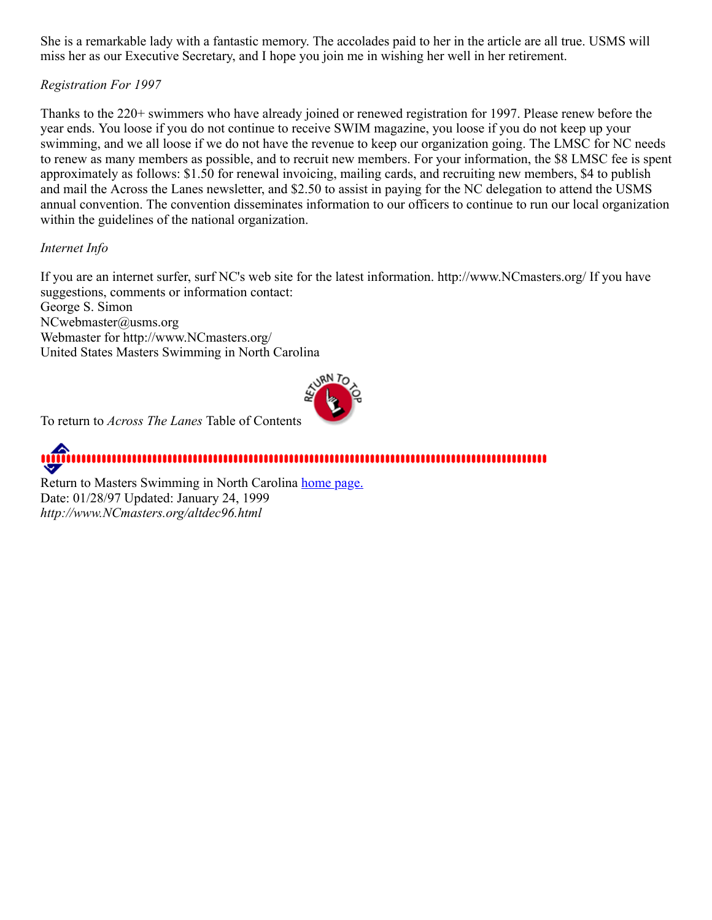She is a remarkable lady with a fantastic memory. The accolades paid to her in the article are all true. USMS will miss her as our Executive Secretary, and I hope you join me in wishing her well in her retirement.

*Registration For 1997*

Thanks to the 220+ swimmers who have already joined or renewed registration for 1997. Please renew before the year ends. You loose if you do not continue to receive SWIM magazine, you loose if you do not keep up your swimming, and we all loose if we do not have the revenue to keep our organization going. The LMSC for NC needs to renew as many members as possible, and to recruit new members. For your information, the $8 LMSC fee is spent approximately as follows: $1.50 for renewal invoicing, mailing cards, and recruiting new members, $4 to publish and mail the Across the Lanes newsletter, and $2.50 to assist in paying for the NC delegation to attend the USMS annual convention. The convention disseminates information to our officers to continue to run our local organization within the guidelines of the national organization.

*Internet Info*

If you are an internet surfer, surf NC's web site for the latest information. http://www.NCmasters.org/ If you have suggestions, comments or information contact:
George S. Simon
NCwebmaster@usms.org
Webmaster for http://www.NCmasters.org/
United States Masters Swimming in North Carolina

To return to *Across The Lanes* Table of Contents

Return to Masters Swimming in North Carolina home page.
Date: 01/28/97 Updated: January 24, 1999
*http://www.NCmasters.org/altdec96.html*